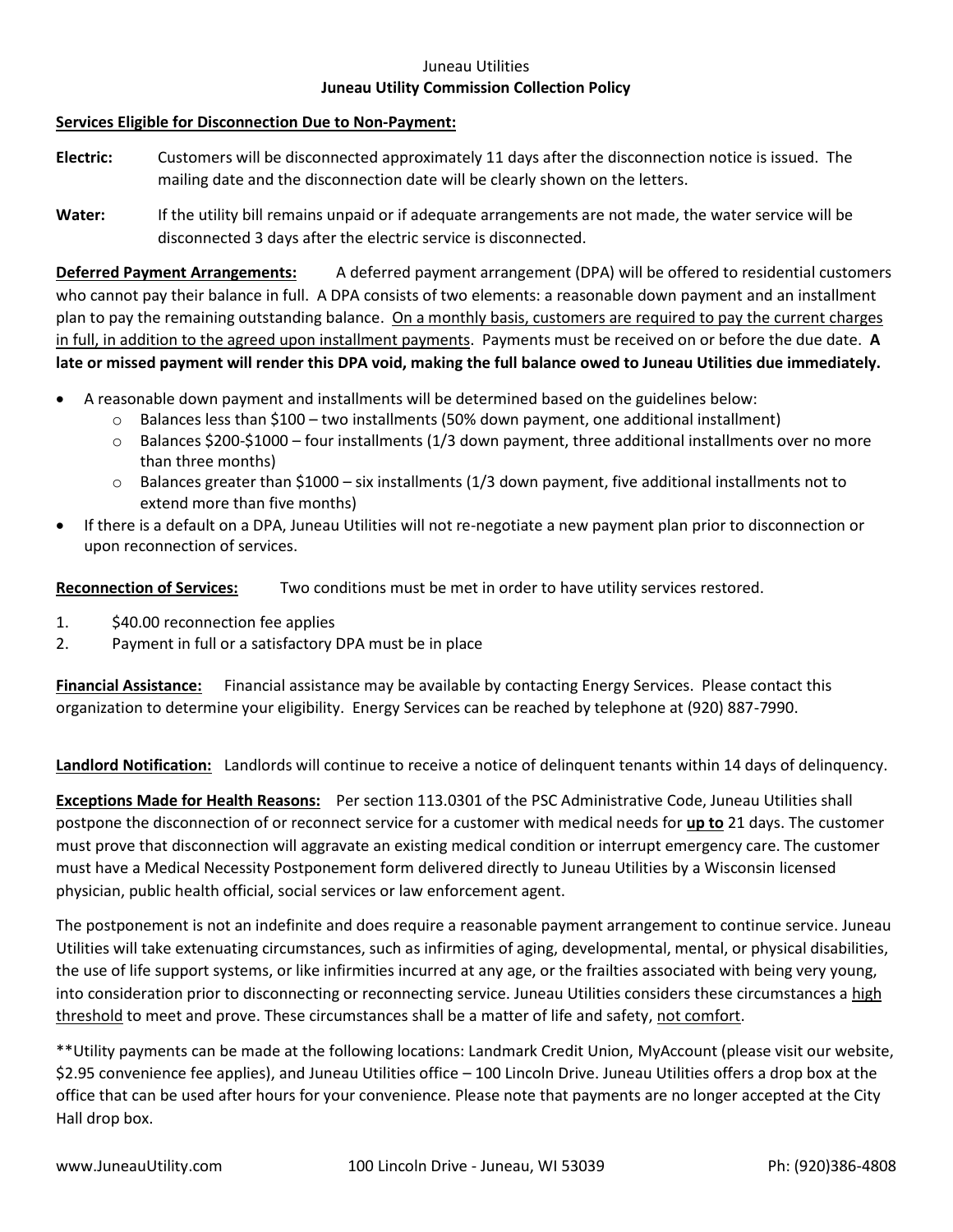Juneau Utilities

# Juneau Utility Commission Collection Policy

**<u>Services Eligible for Disconnection Due to Non-Payment:</u>**

**Electric:** Customers will be disconnected approximately 11 days after the disconnection notice is issued. The mailing date and the disconnection date will be clearly shown on the letters.

**Water:** If the utility bill remains unpaid or if adequate arrangements are not made, the water service will be disconnected 3 days after the electric service is disconnected.

**<u>Deferred Payment Arrangements:</u>** A deferred payment arrangement (DPA) will be offered to residential customers who cannot pay their balance in full. A DPA consists of two elements: a reasonable down payment and an installment plan to pay the remaining outstanding balance. <u>On a monthly basis, customers are required to pay the current charges in full, in addition to the agreed upon installment payments</u>. Payments must be received on or before the due date. **A late or missed payment will render this DPA void, making the full balance owed to Juneau Utilities due immediately.**

- A reasonable down payment and installments will be determined based on the guidelines below:
  - Balances less than $100 – two installments (50% down payment, one additional installment)
  - Balances $200-$1000 – four installments (1/3 down payment, three additional installments over no more than three months)
  - Balances greater than $1000 – six installments (1/3 down payment, five additional installments not to extend more than five months)
- If there is a default on a DPA, Juneau Utilities will not re-negotiate a new payment plan prior to disconnection or upon reconnection of services.

**<u>Reconnection of Services:</u>** Two conditions must be met in order to have utility services restored.

1. $40.00 reconnection fee applies
2. Payment in full or a satisfactory DPA must be in place

**<u>Financial Assistance:</u>** Financial assistance may be available by contacting Energy Services. Please contact this organization to determine your eligibility. Energy Services can be reached by telephone at (920) 887-7990.

**<u>Landlord Notification:</u>** Landlords will continue to receive a notice of delinquent tenants within 14 days of delinquency.

**<u>Exceptions Made for Health Reasons:</u>** Per section 113.0301 of the PSC Administrative Code, Juneau Utilities shall postpone the disconnection of or reconnect service for a customer with medical needs for **<u>up to</u>** 21 days. The customer must prove that disconnection will aggravate an existing medical condition or interrupt emergency care. The customer must have a Medical Necessity Postponement form delivered directly to Juneau Utilities by a Wisconsin licensed physician, public health official, social services or law enforcement agent.

The postponement is not an indefinite and does require a reasonable payment arrangement to continue service. Juneau Utilities will take extenuating circumstances, such as infirmities of aging, developmental, mental, or physical disabilities, the use of life support systems, or like infirmities incurred at any age, or the frailties associated with being very young, into consideration prior to disconnecting or reconnecting service. Juneau Utilities considers these circumstances a <u>high threshold</u> to meet and prove. These circumstances shall be a matter of life and safety, <u>not comfort</u>.

**Utility payments can be made at the following locations: Landmark Credit Union, MyAccount (please visit our website, $2.95 convenience fee applies), and Juneau Utilities office – 100 Lincoln Drive. Juneau Utilities offers a drop box at the office that can be used after hours for your convenience. Please note that payments are no longer accepted at the City Hall drop box.

www.JuneauUtility.com 100 Lincoln Drive - Juneau, WI 53039 Ph: (920)386-4808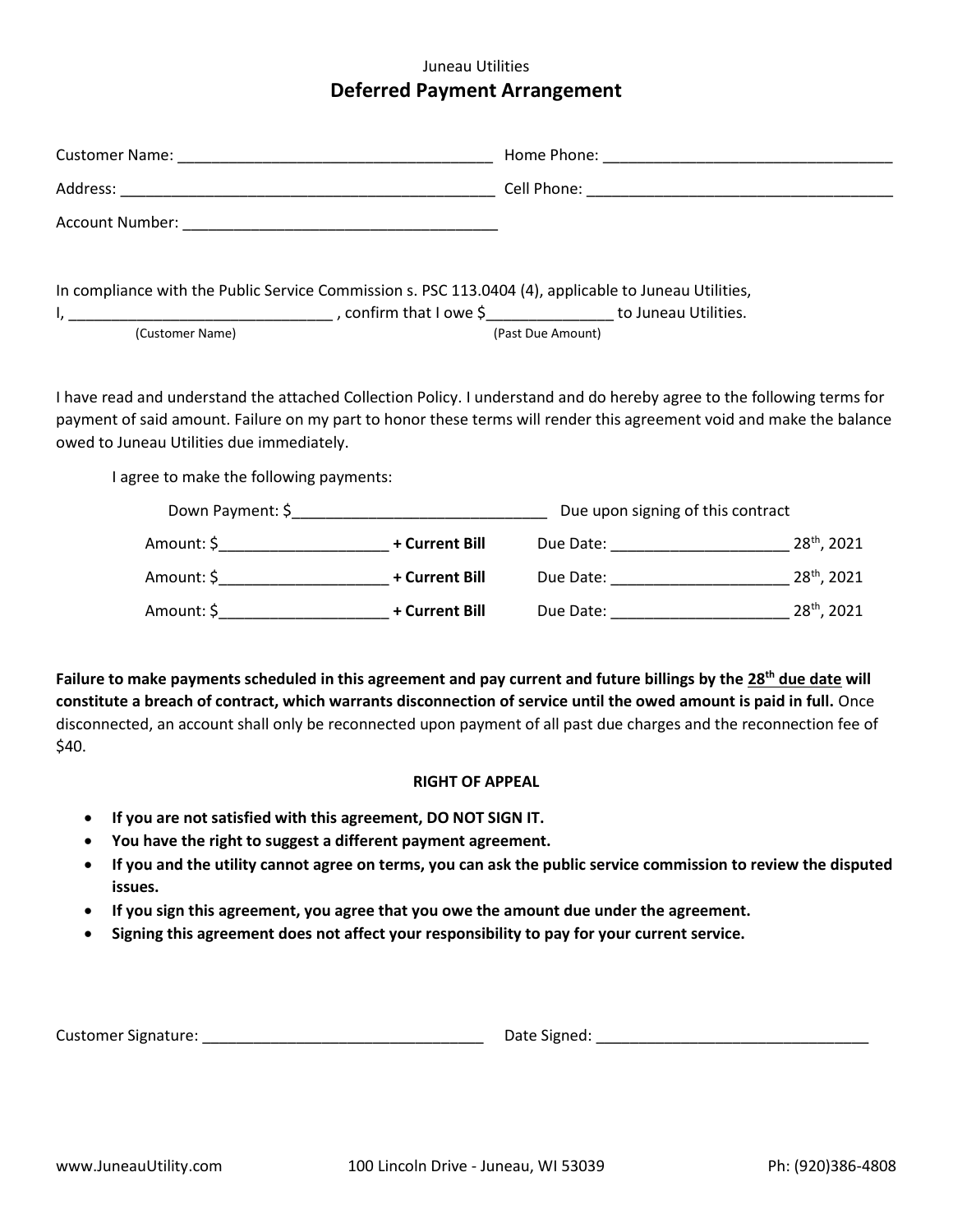Juneau Utilities

# Deferred Payment Arrangement

Customer Name: ______________________________________ Home Phone: ___________________________________

Address: _____________________________________________ Cell Phone: _____________________________________

Account Number: ______________________________________

In compliance with the Public Service Commission s. PSC 113.0404 (4), applicable to Juneau Utilities,
I, _______________________________ , confirm that I owe $_______________ to Juneau Utilities.
(Customer Name) (Past Due Amount)

I have read and understand the attached Collection Policy. I understand and do hereby agree to the following terms for payment of said amount. Failure on my part to honor these terms will render this agreement void and make the balance owed to Juneau Utilities due immediately.

I agree to make the following payments:

Down Payment: $______________________________ Due upon signing of this contract

Amount: $____________________ **+ Current Bill** Due Date: _____________________ 28th, 2021

Amount: $____________________ **+ Current Bill** Due Date: _____________________ 28th, 2021

Amount: $____________________ **+ Current Bill** Due Date: _____________________ 28th, 2021

**Failure to make payments scheduled in this agreement and pay current and future billings by the 28th due date will constitute a breach of contract, which warrants disconnection of service until the owed amount is paid in full.** Once disconnected, an account shall only be reconnected upon payment of all past due charges and the reconnection fee of $40.

**RIGHT OF APPEAL**

- **If you are not satisfied with this agreement, DO NOT SIGN IT.**
- **You have the right to suggest a different payment agreement.**
- **If you and the utility cannot agree on terms, you can ask the public service commission to review the disputed issues.**
- **If you sign this agreement, you agree that you owe the amount due under the agreement.**
- **Signing this agreement does not affect your responsibility to pay for your current service.**

Customer Signature: __________________________________ Date Signed: _________________________________

www.JuneauUtility.com 100 Lincoln Drive - Juneau, WI 53039 Ph: (920)386-4808